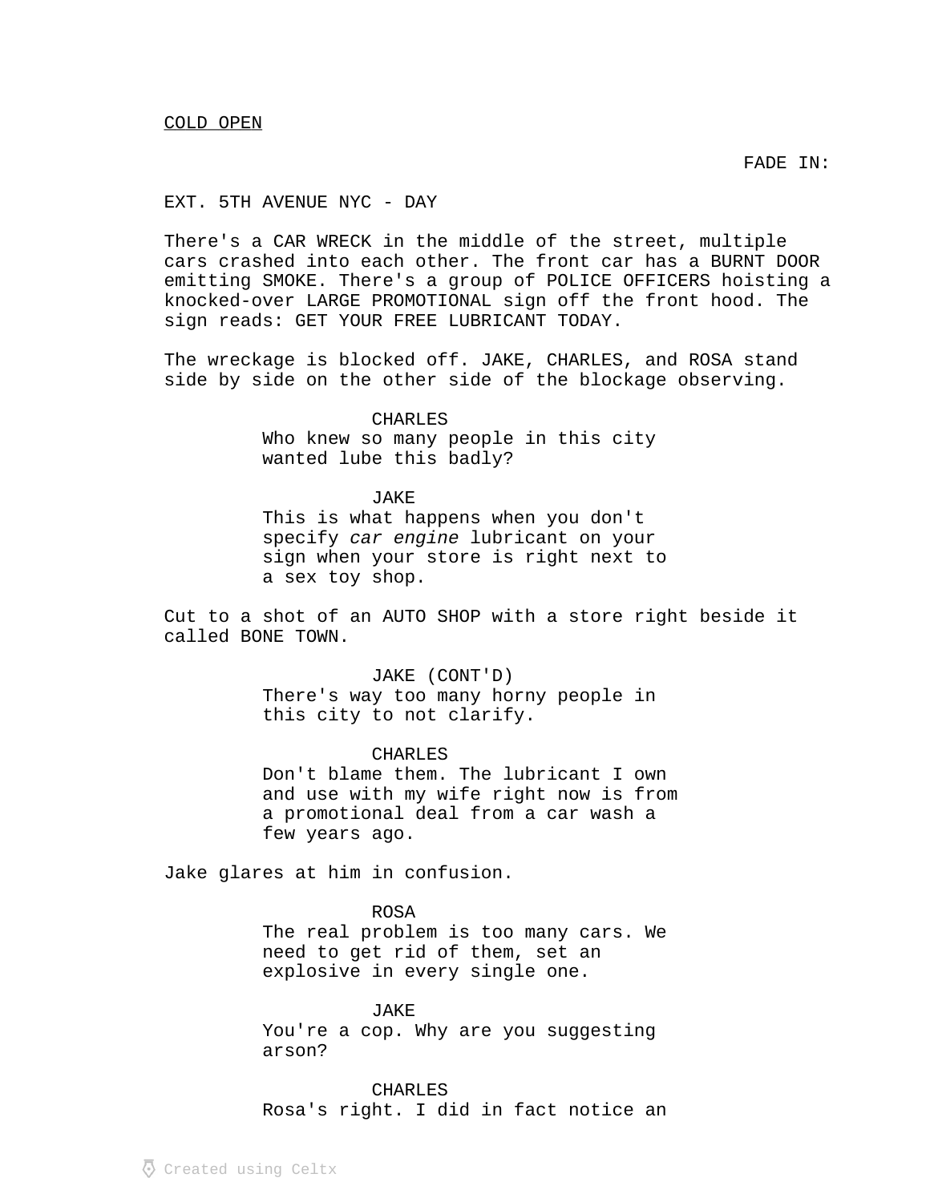COLD OPEN

FADE IN:

EXT. 5TH AVENUE NYC - DAY

There's a CAR WRECK in the middle of the street, multiple cars crashed into each other. The front car has a BURNT DOOR emitting SMOKE. There's a group of POLICE OFFICERS hoisting a knocked-over LARGE PROMOTIONAL sign off the front hood. The sign reads: GET YOUR FREE LUBRICANT TODAY.

The wreckage is blocked off. JAKE, CHARLES, and ROSA stand side by side on the other side of the blockage observing.

CHARLES
Who knew so many people in this city wanted lube this badly?

JAKE
This is what happens when you don't specify *car engine* lubricant on your sign when your store is right next to a sex toy shop.

Cut to a shot of an AUTO SHOP with a store right beside it called BONE TOWN.

JAKE (CONT'D)
There's way too many horny people in this city to not clarify.

CHARLES
Don't blame them. The lubricant I own and use with my wife right now is from a promotional deal from a car wash a few years ago.

Jake glares at him in confusion.

ROSA
The real problem is too many cars. We need to get rid of them, set an explosive in every single one.

JAKE
You're a cop. Why are you suggesting arson?

CHARLES
Rosa's right. I did in fact notice an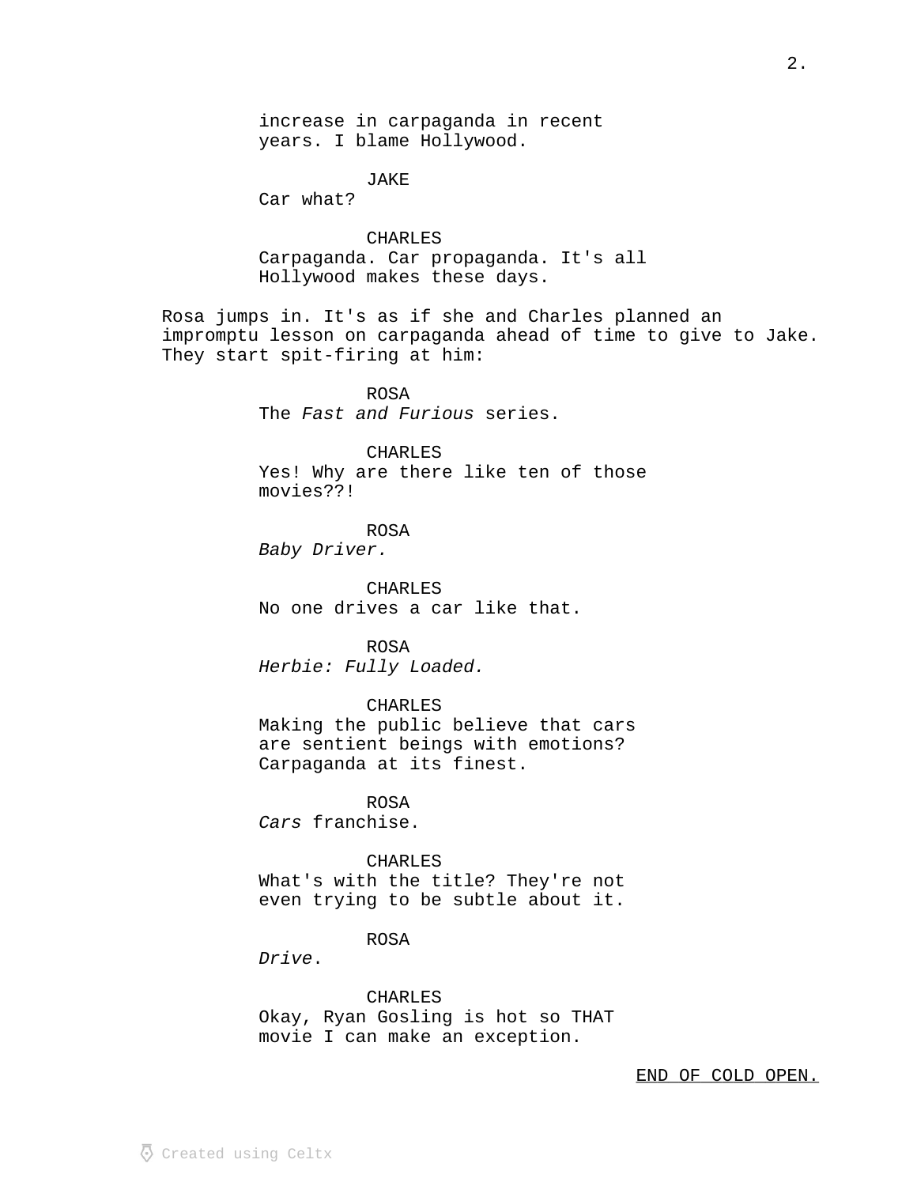increase in carpaganda in recent years. I blame Hollywood.

JAKE

Car what?

CHARLES

Carpaganda. Car propaganda. It's all Hollywood makes these days.

Rosa jumps in. It's as if she and Charles planned an impromptu lesson on carpaganda ahead of time to give to Jake. They start spit-firing at him:

ROSA

The *Fast and Furious* series.

CHARLES

Yes! Why are there like ten of those movies??!

ROSA

*Baby Driver.*

CHARLES

No one drives a car like that.

ROSA

*Herbie: Fully Loaded.*

CHARLES

Making the public believe that cars are sentient beings with emotions? Carpaganda at its finest.

ROSA

*Cars* franchise.

CHARLES

What's with the title? They're not even trying to be subtle about it.

ROSA

*Drive*.

CHARLES

Okay, Ryan Gosling is hot so THAT movie I can make an exception.

END OF COLD OPEN.

Created using Celtx